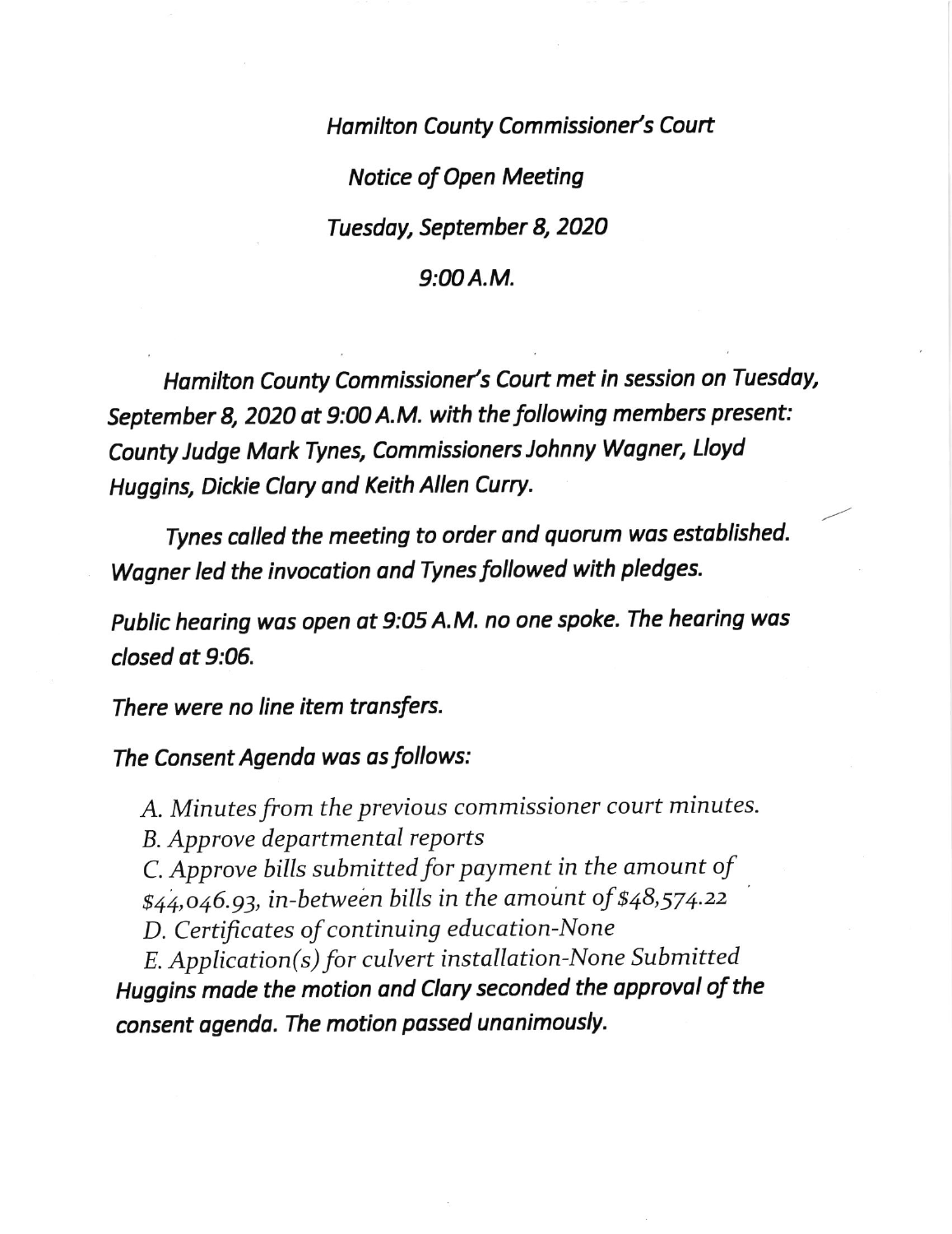*Hamilton County Commissioner's Court*

*Notice of Open Meeting*

*Tuesday, September 8, 2020*

*9:00 A.M.*

*Hamilton County Commissioner's Court met in session on Tuesday, September 8, 2020 at 9:00 A.M. with the following members present: County Judge Mark Tynes, Commissioners Johnny Wagner, Lloyd Huggins, Dickie Clary and Keith Allen Curry.*

*Tynes called the meeting to order and quorum was established. Wagner led the invocation and Tynes followed with pledges.*

*Public hearing was open at 9:05 A.M. no one spoke. The hearing was closed at 9:06.*

*There were no line item transfers.*

*The Consent Agenda was as follows:*

*A. Minutes from the previous commissioner court minutes.*
*B. Approve departmental reports*
*C. Approve bills submitted for payment in the amount of $44,046.93, in-between bills in the amount of $48,574.22*
*D. Certificates of continuing education-None*
*E. Application(s) for culvert installation-None Submitted*

*Huggins made the motion and Clary seconded the approval of the consent agenda. The motion passed unanimously.*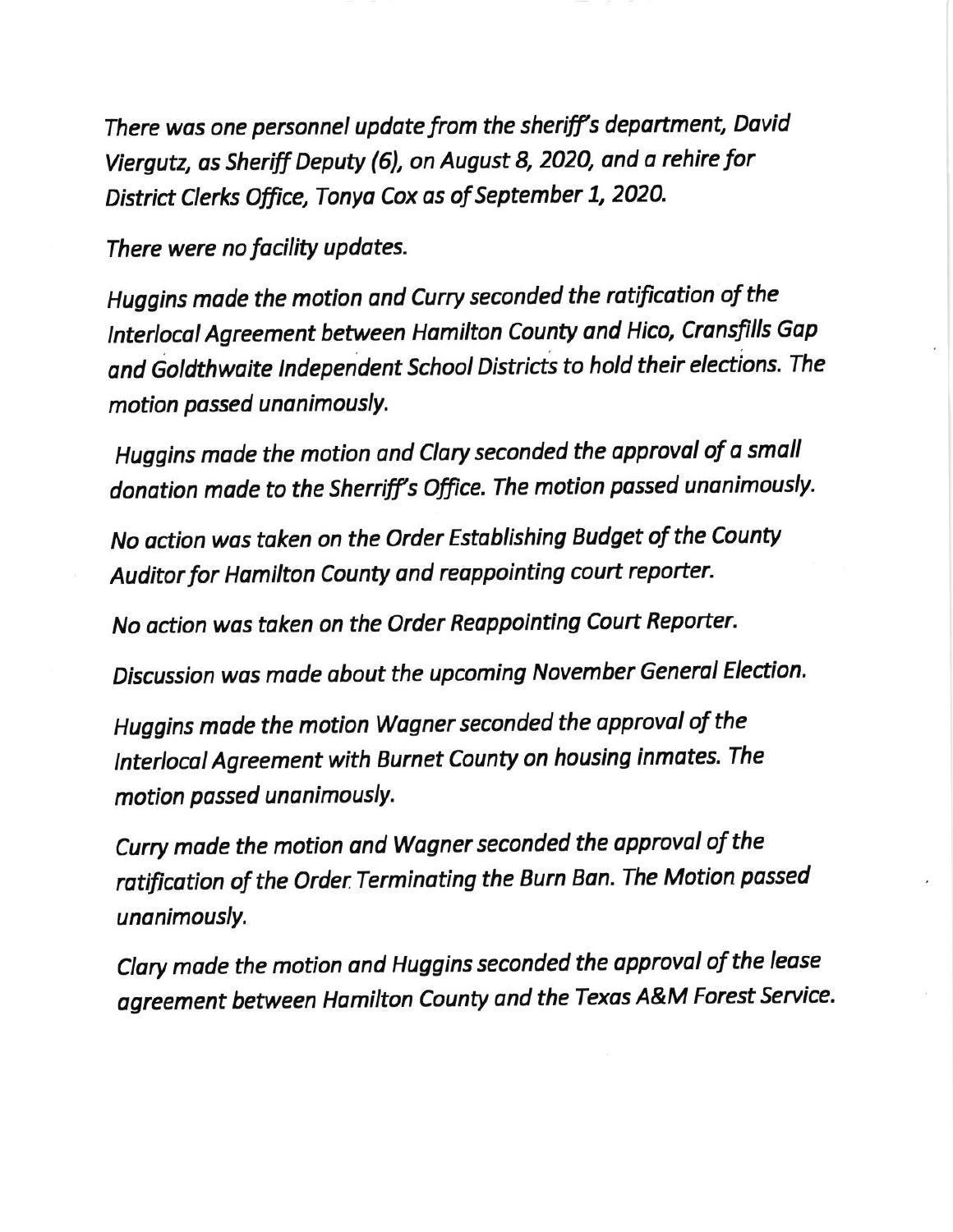*There was one personnel update from the sheriff's department, David Viergutz, as Sheriff Deputy (6), on August 8, 2020, and a rehire for District Clerks Office, Tonya Cox as of September 1, 2020.*

*There were no facility updates.*

*Huggins made the motion and Curry seconded the ratification of the Interlocal Agreement between Hamilton County and Hico, Cransfills Gap and Goldthwaite Independent School Districts to hold their elections. The motion passed unanimously.*

*Huggins made the motion and Clary seconded the approval of a small donation made to the Sherriff's Office. The motion passed unanimously.*

*No action was taken on the Order Establishing Budget of the County Auditor for Hamilton County and reappointing court reporter.*

*No action was taken on the Order Reappointing Court Reporter.*

*Discussion was made about the upcoming November General Election.*

*Huggins made the motion Wagner seconded the approval of the Interlocal Agreement with Burnet County on housing inmates. The motion passed unanimously.*

*Curry made the motion and Wagner seconded the approval of the ratification of the Order Terminating the Burn Ban. The Motion passed unanimously.*

*Clary made the motion and Huggins seconded the approval of the lease agreement between Hamilton County and the Texas A&M Forest Service.*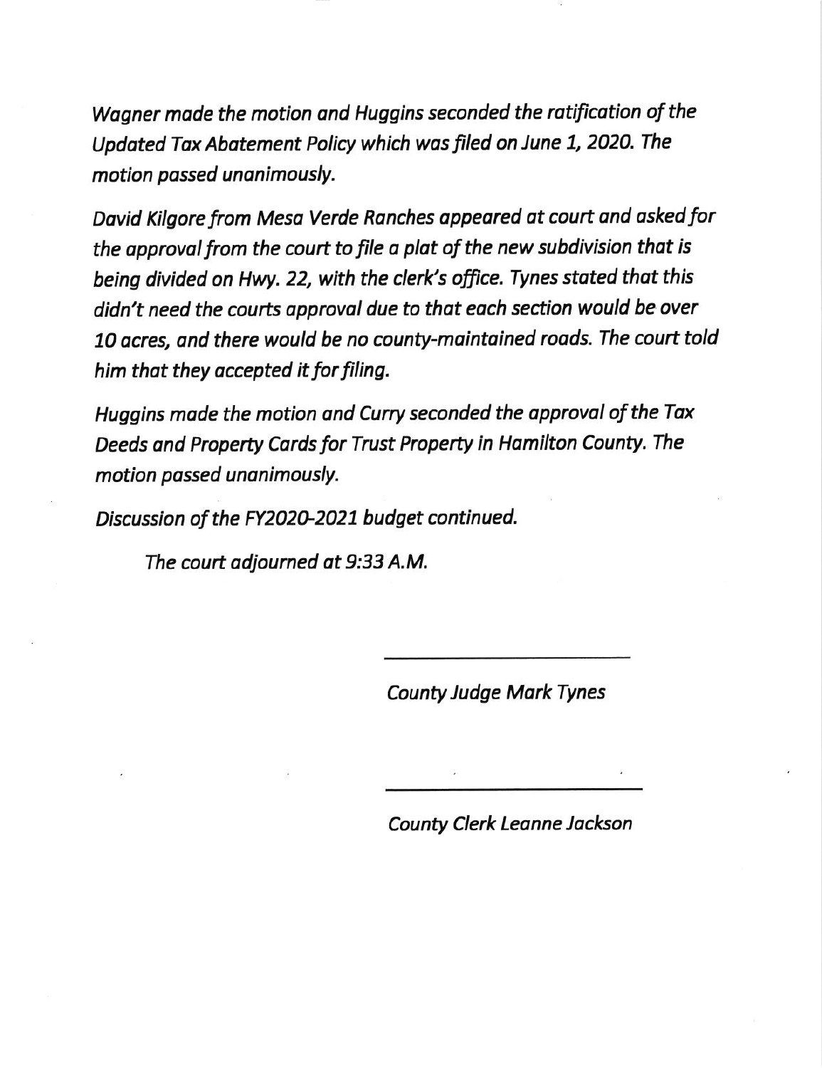*Wagner made the motion and Huggins seconded the ratification of the Updated Tax Abatement Policy which was filed on June 1, 2020. The motion passed unanimously.*

*David Kilgore from Mesa Verde Ranches appeared at court and asked for the approval from the court to file a plat of the new subdivision that is being divided on Hwy. 22, with the clerk's office. Tynes stated that this didn't need the courts approval due to that each section would be over 10 acres, and there would be no county-maintained roads. The court told him that they accepted it for filing.*

*Huggins made the motion and Curry seconded the approval of the Tax Deeds and Property Cards for Trust Property in Hamilton County. The motion passed unanimously.*

*Discussion of the FY2020-2021 budget continued.*

*The court adjourned at 9:33 A.M.*

\_\_\_\_\_\_\_\_\_\_\_\_\_\_\_\_\_\_\_\_\_\_\_\_\_\_

*County Judge Mark Tynes*

\_\_\_\_\_\_\_\_\_\_\_\_\_\_\_\_\_\_\_\_\_\_\_\_\_\_

*County Clerk Leanne Jackson*